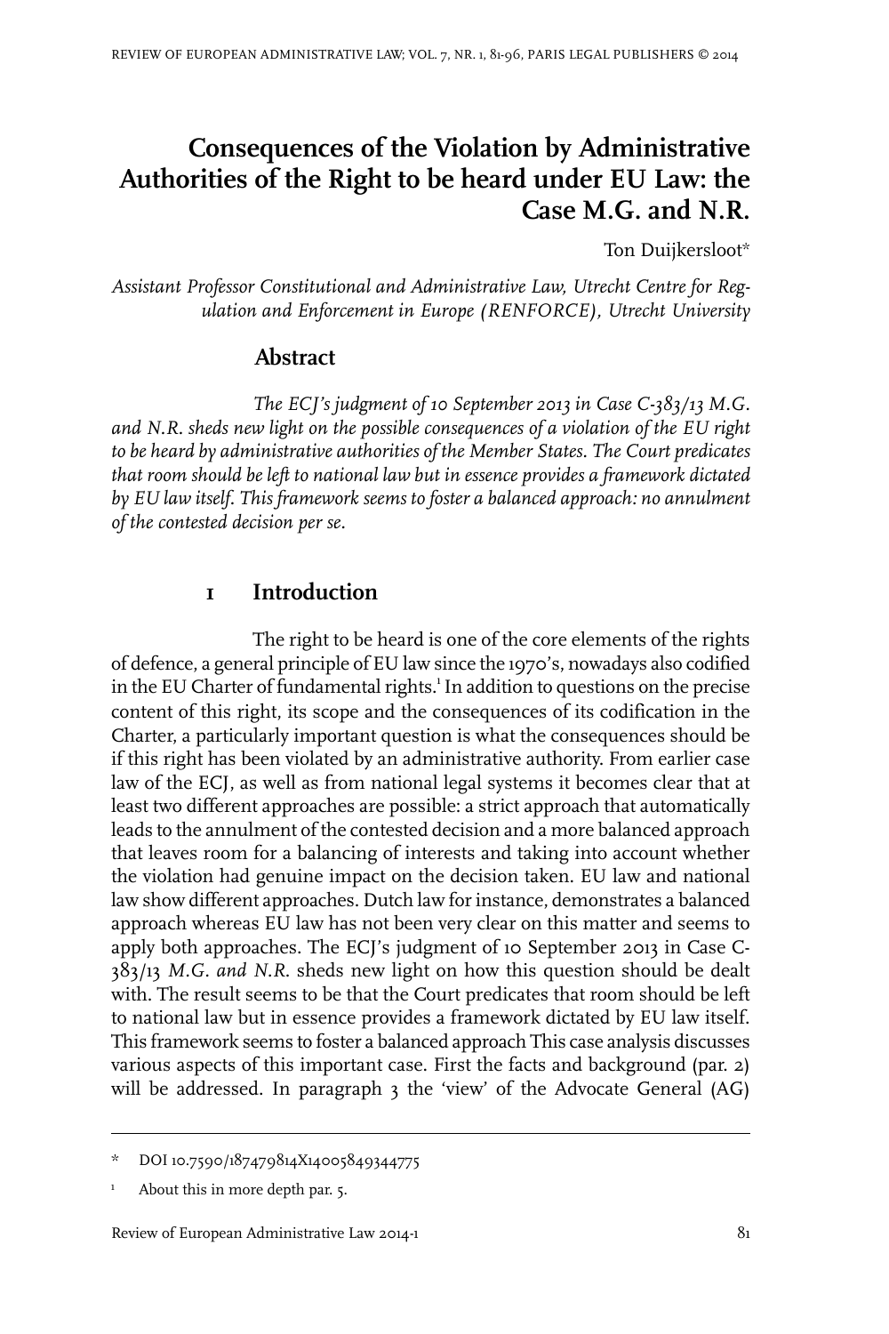# Consequences of the Violation by Administrative Authorities of the Right to be heard under EU Law: the Case M.G. and N.R.

Ton Duijkersloot*

*Assistant Professor Constitutional and Administrative Law, Utrecht Centre for Regulation and Enforcement in Europe (RENFORCE), Utrecht University*

## Abstract

*The ECJ's judgment of 10 September 2013 in Case C-383/13 M.G. and N.R. sheds new light on the possible consequences of a violation of the EU right to be heard by administrative authorities of the Member States. The Court predicates that room should be left to national law but in essence provides a framework dictated by EU law itself. This framework seems to foster a balanced approach: no annulment of the contested decision per se.*

## 1 Introduction

The right to be heard is one of the core elements of the rights of defence, a general principle of EU law since the 1970's, nowadays also codified in the EU Charter of fundamental rights.[1] In addition to questions on the precise content of this right, its scope and the consequences of its codification in the Charter, a particularly important question is what the consequences should be if this right has been violated by an administrative authority. From earlier case law of the ECJ, as well as from national legal systems it becomes clear that at least two different approaches are possible: a strict approach that automatically leads to the annulment of the contested decision and a more balanced approach that leaves room for a balancing of interests and taking into account whether the violation had genuine impact on the decision taken. EU law and national law show different approaches. Dutch law for instance, demonstrates a balanced approach whereas EU law has not been very clear on this matter and seems to apply both approaches. The ECJ's judgment of 10 September 2013 in Case C-383/13 *M.G. and N.R.* sheds new light on how this question should be dealt with. The result seems to be that the Court predicates that room should be left to national law but in essence provides a framework dictated by EU law itself. This framework seems to foster a balanced approach This case analysis discusses various aspects of this important case. First the facts and background (par. 2) will be addressed. In paragraph 3 the 'view' of the Advocate General (AG)

---

\* DOI 10.7590/187479814X14005849344775

[1] About this in more depth par. 5.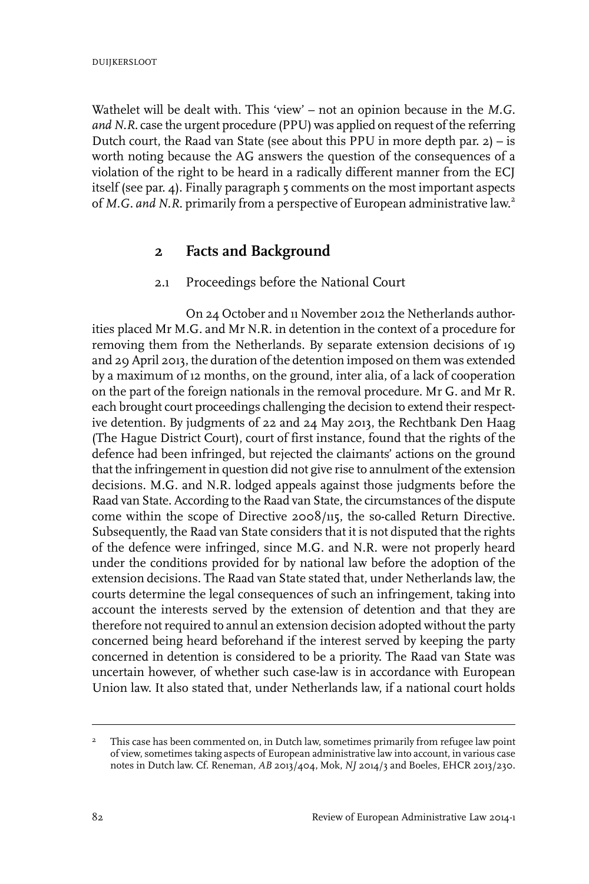Wathelet will be dealt with. This 'view' – not an opinion because in the *M.G. and N.R.* case the urgent procedure (PPU) was applied on request of the referring Dutch court, the Raad van State (see about this PPU in more depth par. 2) – is worth noting because the AG answers the question of the consequences of a violation of the right to be heard in a radically different manner from the ECJ itself (see par. 4). Finally paragraph 5 comments on the most important aspects of *M.G. and N.R.* primarily from a perspective of European administrative law.[2]

## 2 Facts and Background

### 2.1 Proceedings before the National Court

On 24 October and 11 November 2012 the Netherlands authorities placed Mr M.G. and Mr N.R. in detention in the context of a procedure for removing them from the Netherlands. By separate extension decisions of 19 and 29 April 2013, the duration of the detention imposed on them was extended by a maximum of 12 months, on the ground, inter alia, of a lack of cooperation on the part of the foreign nationals in the removal procedure. Mr G. and Mr R. each brought court proceedings challenging the decision to extend their respective detention. By judgments of 22 and 24 May 2013, the Rechtbank Den Haag (The Hague District Court), court of first instance, found that the rights of the defence had been infringed, but rejected the claimants' actions on the ground that the infringement in question did not give rise to annulment of the extension decisions. M.G. and N.R. lodged appeals against those judgments before the Raad van State. According to the Raad van State, the circumstances of the dispute come within the scope of Directive 2008/115, the so-called Return Directive. Subsequently, the Raad van State considers that it is not disputed that the rights of the defence were infringed, since M.G. and N.R. were not properly heard under the conditions provided for by national law before the adoption of the extension decisions. The Raad van State stated that, under Netherlands law, the courts determine the legal consequences of such an infringement, taking into account the interests served by the extension of detention and that they are therefore not required to annul an extension decision adopted without the party concerned being heard beforehand if the interest served by keeping the party concerned in detention is considered to be a priority. The Raad van State was uncertain however, of whether such case-law is in accordance with European Union law. It also stated that, under Netherlands law, if a national court holds

---

[2] This case has been commented on, in Dutch law, sometimes primarily from refugee law point of view, sometimes taking aspects of European administrative law into account, in various case notes in Dutch law. Cf. Reneman, *AB* 2013/404, Mok, *NJ* 2014/3 and Boeles, EHCR 2013/230.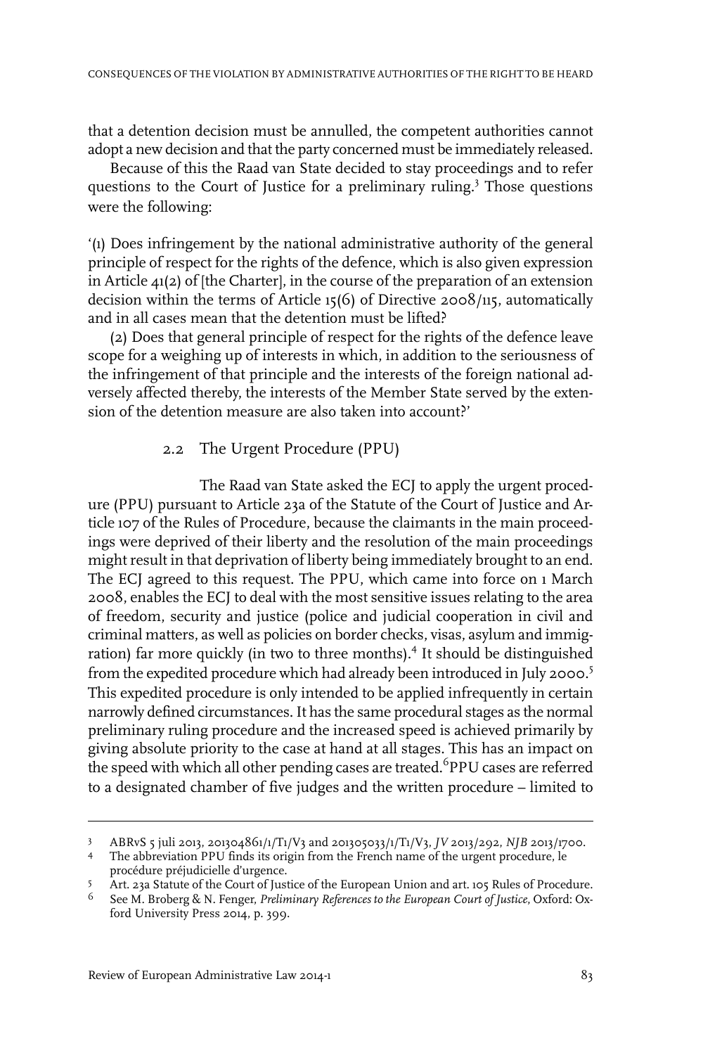that a detention decision must be annulled, the competent authorities cannot adopt a new decision and that the party concerned must be immediately released.

Because of this the Raad van State decided to stay proceedings and to refer questions to the Court of Justice for a preliminary ruling.[3] Those questions were the following:

'(1) Does infringement by the national administrative authority of the general principle of respect for the rights of the defence, which is also given expression in Article 41(2) of [the Charter], in the course of the preparation of an extension decision within the terms of Article 15(6) of Directive 2008/115, automatically and in all cases mean that the detention must be lifted?

(2) Does that general principle of respect for the rights of the defence leave scope for a weighing up of interests in which, in addition to the seriousness of the infringement of that principle and the interests of the foreign national adversely affected thereby, the interests of the Member State served by the extension of the detention measure are also taken into account?'

## 2.2 The Urgent Procedure (PPU)

The Raad van State asked the ECJ to apply the urgent procedure (PPU) pursuant to Article 23a of the Statute of the Court of Justice and Article 107 of the Rules of Procedure, because the claimants in the main proceedings were deprived of their liberty and the resolution of the main proceedings might result in that deprivation of liberty being immediately brought to an end. The ECJ agreed to this request. The PPU, which came into force on 1 March 2008, enables the ECJ to deal with the most sensitive issues relating to the area of freedom, security and justice (police and judicial cooperation in civil and criminal matters, as well as policies on border checks, visas, asylum and immigration) far more quickly (in two to three months).[4] It should be distinguished from the expedited procedure which had already been introduced in July 2000.[5] This expedited procedure is only intended to be applied infrequently in certain narrowly defined circumstances. It has the same procedural stages as the normal preliminary ruling procedure and the increased speed is achieved primarily by giving absolute priority to the case at hand at all stages. This has an impact on the speed with which all other pending cases are treated.[6] PPU cases are referred to a designated chamber of five judges and the written procedure – limited to

---

[3] ABRvS 5 juli 2013, 201304861/1/T1/V3 and 201305033/1/T1/V3, *JV* 2013/292, *NJB* 2013/1700.

[4] The abbreviation PPU finds its origin from the French name of the urgent procedure, le procédure préjudicielle d'urgence.

[5] Art. 23a Statute of the Court of Justice of the European Union and art. 105 Rules of Procedure.

[6] See M. Broberg & N. Fenger, *Preliminary References to the European Court of Justice*, Oxford: Oxford University Press 2014, p. 399.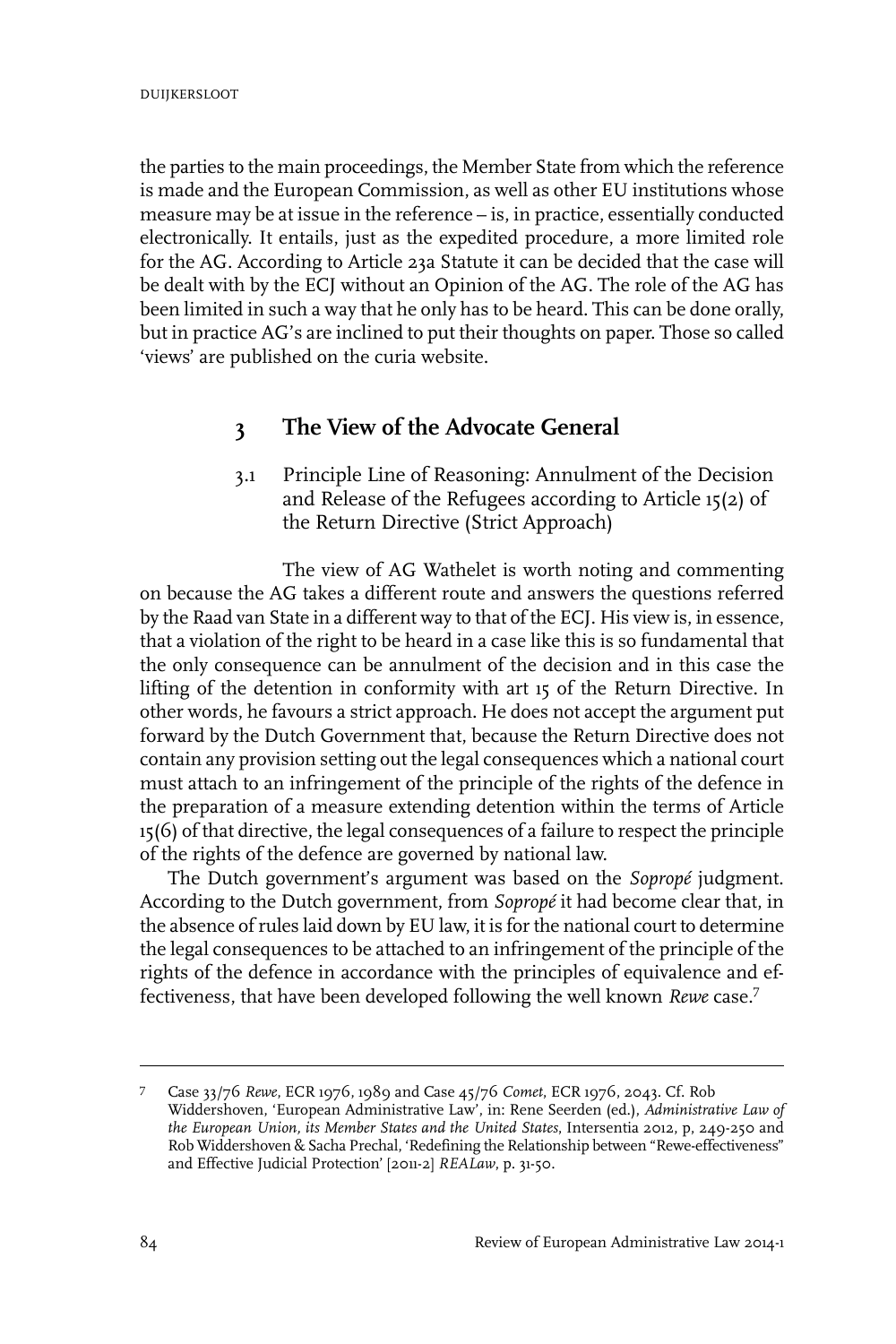the parties to the main proceedings, the Member State from which the reference is made and the European Commission, as well as other EU institutions whose measure may be at issue in the reference – is, in practice, essentially conducted electronically. It entails, just as the expedited procedure, a more limited role for the AG. According to Article 23a Statute it can be decided that the case will be dealt with by the ECJ without an Opinion of the AG. The role of the AG has been limited in such a way that he only has to be heard. This can be done orally, but in practice AG's are inclined to put their thoughts on paper. Those so called 'views' are published on the curia website.

## 3 The View of the Advocate General

### 3.1 Principle Line of Reasoning: Annulment of the Decision and Release of the Refugees according to Article 15(2) of the Return Directive (Strict Approach)

The view of AG Wathelet is worth noting and commenting on because the AG takes a different route and answers the questions referred by the Raad van State in a different way to that of the ECJ. His view is, in essence, that a violation of the right to be heard in a case like this is so fundamental that the only consequence can be annulment of the decision and in this case the lifting of the detention in conformity with art 15 of the Return Directive. In other words, he favours a strict approach. He does not accept the argument put forward by the Dutch Government that, because the Return Directive does not contain any provision setting out the legal consequences which a national court must attach to an infringement of the principle of the rights of the defence in the preparation of a measure extending detention within the terms of Article 15(6) of that directive, the legal consequences of a failure to respect the principle of the rights of the defence are governed by national law.

The Dutch government's argument was based on the *Sopropé* judgment. According to the Dutch government, from *Sopropé* it had become clear that, in the absence of rules laid down by EU law, it is for the national court to determine the legal consequences to be attached to an infringement of the principle of the rights of the defence in accordance with the principles of equivalence and effectiveness, that have been developed following the well known *Rewe* case.[7]

---

7 Case 33/76 *Rewe*, ECR 1976, 1989 and Case 45/76 *Comet*, ECR 1976, 2043. Cf. Rob Widdershoven, 'European Administrative Law', in: Rene Seerden (ed.), *Administrative Law of the European Union, its Member States and the United States*, Intersentia 2012, p, 249-250 and Rob Widdershoven & Sacha Prechal, 'Redefining the Relationship between "Rewe-effectiveness" and Effective Judicial Protection' [2011-2] *REALaw*, p. 31-50.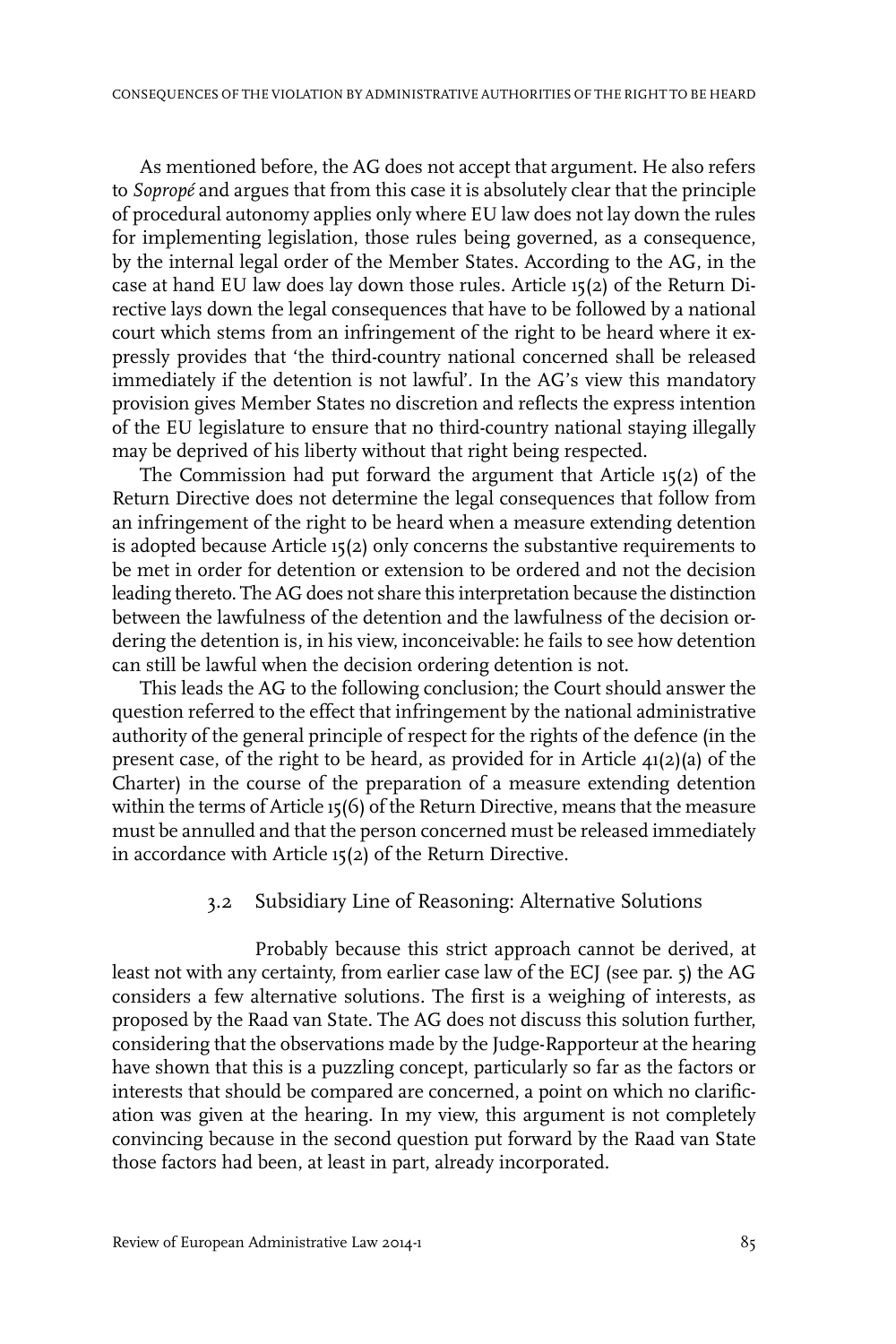As mentioned before, the AG does not accept that argument. He also refers to *Sopropé* and argues that from this case it is absolutely clear that the principle of procedural autonomy applies only where EU law does not lay down the rules for implementing legislation, those rules being governed, as a consequence, by the internal legal order of the Member States. According to the AG, in the case at hand EU law does lay down those rules. Article 15(2) of the Return Directive lays down the legal consequences that have to be followed by a national court which stems from an infringement of the right to be heard where it expressly provides that 'the third-country national concerned shall be released immediately if the detention is not lawful'. In the AG's view this mandatory provision gives Member States no discretion and reflects the express intention of the EU legislature to ensure that no third-country national staying illegally may be deprived of his liberty without that right being respected.

The Commission had put forward the argument that Article 15(2) of the Return Directive does not determine the legal consequences that follow from an infringement of the right to be heard when a measure extending detention is adopted because Article 15(2) only concerns the substantive requirements to be met in order for detention or extension to be ordered and not the decision leading thereto. The AG does not share this interpretation because the distinction between the lawfulness of the detention and the lawfulness of the decision ordering the detention is, in his view, inconceivable: he fails to see how detention can still be lawful when the decision ordering detention is not.

This leads the AG to the following conclusion; the Court should answer the question referred to the effect that infringement by the national administrative authority of the general principle of respect for the rights of the defence (in the present case, of the right to be heard, as provided for in Article 41(2)(a) of the Charter) in the course of the preparation of a measure extending detention within the terms of Article 15(6) of the Return Directive, means that the measure must be annulled and that the person concerned must be released immediately in accordance with Article 15(2) of the Return Directive.

### 3.2 Subsidiary Line of Reasoning: Alternative Solutions

Probably because this strict approach cannot be derived, at least not with any certainty, from earlier case law of the ECJ (see par. 5) the AG considers a few alternative solutions. The first is a weighing of interests, as proposed by the Raad van State. The AG does not discuss this solution further, considering that the observations made by the Judge-Rapporteur at the hearing have shown that this is a puzzling concept, particularly so far as the factors or interests that should be compared are concerned, a point on which no clarification was given at the hearing. In my view, this argument is not completely convincing because in the second question put forward by the Raad van State those factors had been, at least in part, already incorporated.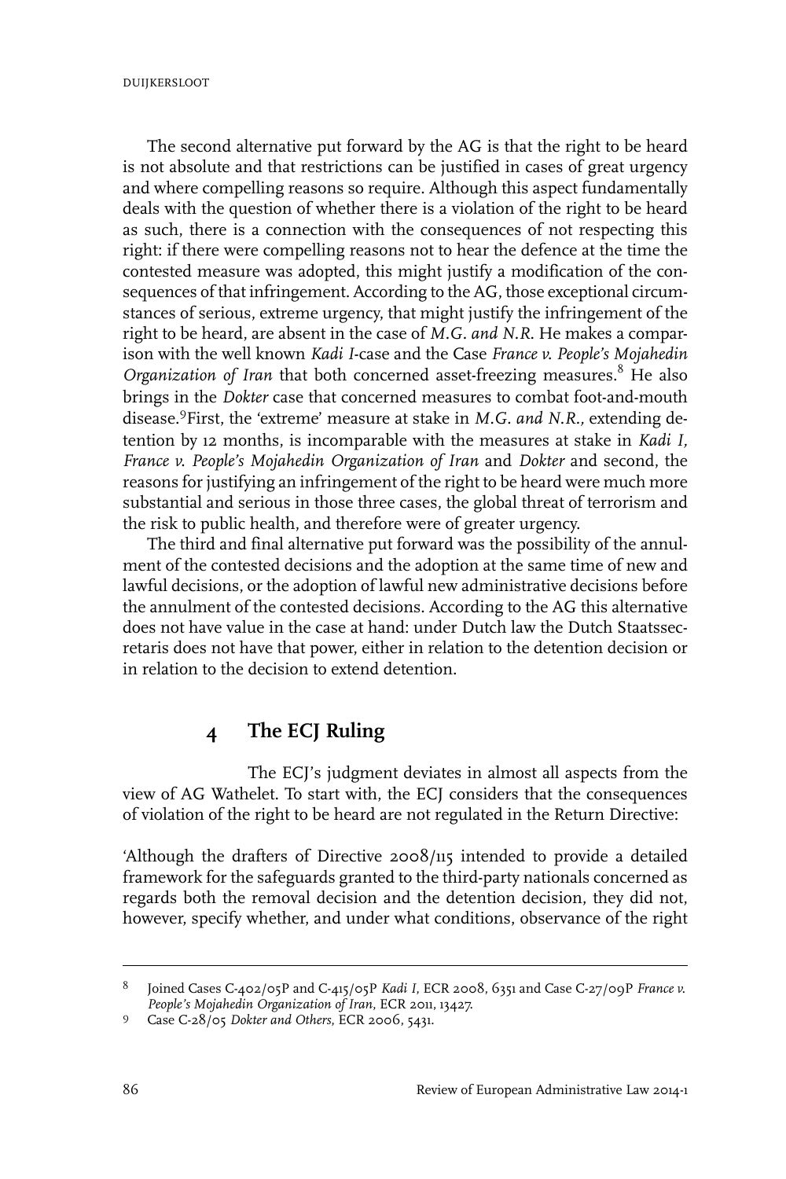The second alternative put forward by the AG is that the right to be heard is not absolute and that restrictions can be justified in cases of great urgency and where compelling reasons so require. Although this aspect fundamentally deals with the question of whether there is a violation of the right to be heard as such, there is a connection with the consequences of not respecting this right: if there were compelling reasons not to hear the defence at the time the contested measure was adopted, this might justify a modification of the consequences of that infringement. According to the AG, those exceptional circumstances of serious, extreme urgency, that might justify the infringement of the right to be heard, are absent in the case of *M.G. and N.R.* He makes a comparison with the well known *Kadi I*-case and the Case *France v. People's Mojahedin Organization of Iran* that both concerned asset-freezing measures.[8] He also brings in the *Dokter* case that concerned measures to combat foot-and-mouth disease.[9] First, the 'extreme' measure at stake in *M.G. and N.R.*, extending detention by 12 months, is incomparable with the measures at stake in *Kadi I, France v. People's Mojahedin Organization of Iran* and *Dokter* and second, the reasons for justifying an infringement of the right to be heard were much more substantial and serious in those three cases, the global threat of terrorism and the risk to public health, and therefore were of greater urgency.

The third and final alternative put forward was the possibility of the annulment of the contested decisions and the adoption at the same time of new and lawful decisions, or the adoption of lawful new administrative decisions before the annulment of the contested decisions. According to the AG this alternative does not have value in the case at hand: under Dutch law the Dutch Staatssecretaris does not have that power, either in relation to the detention decision or in relation to the decision to extend detention.

## 4 The ECJ Ruling

The ECJ's judgment deviates in almost all aspects from the view of AG Wathelet. To start with, the ECJ considers that the consequences of violation of the right to be heard are not regulated in the Return Directive:

'Although the drafters of Directive 2008/115 intended to provide a detailed framework for the safeguards granted to the third-party nationals concerned as regards both the removal decision and the detention decision, they did not, however, specify whether, and under what conditions, observance of the right

---

8 Joined Cases C-402/05P and C-415/05P *Kadi I*, ECR 2008, 6351 and Case C-27/09P *France v. People's Mojahedin Organization of Iran*, ECR 2011, 13427.

9 Case C-28/05 *Dokter and Others*, ECR 2006, 5431.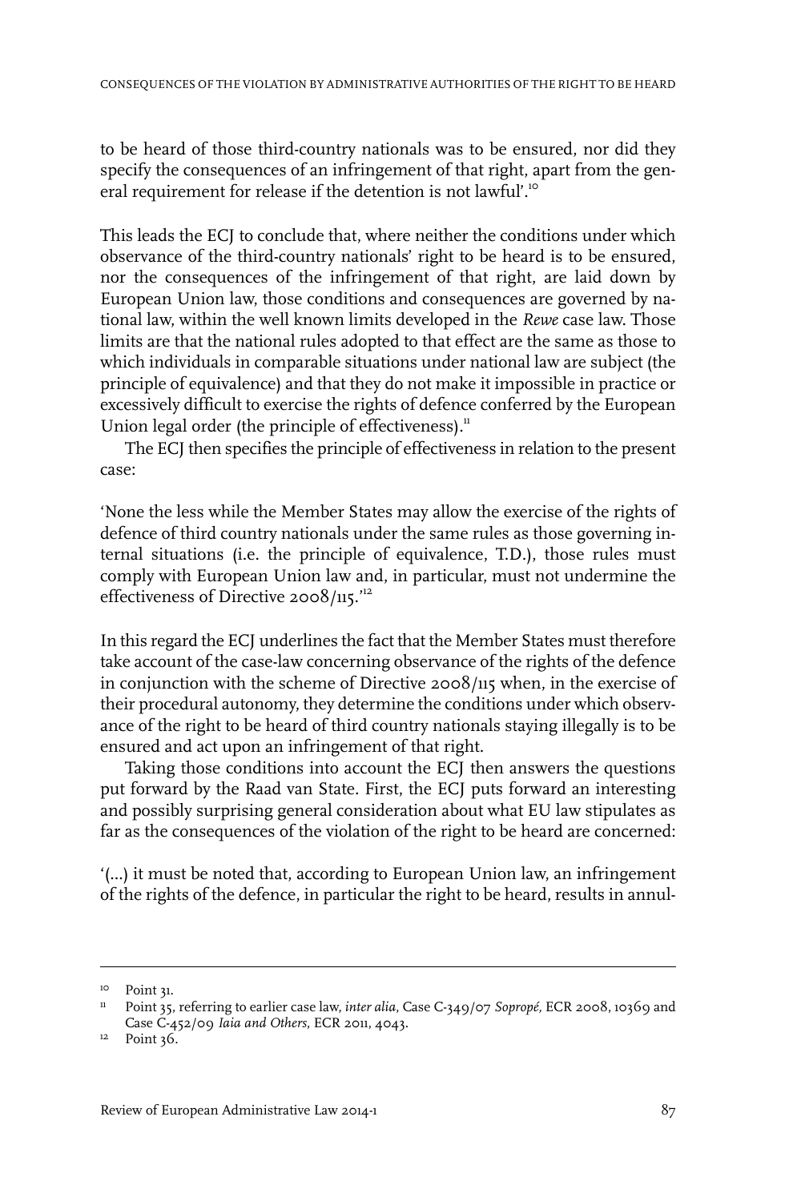to be heard of those third-country nationals was to be ensured, nor did they specify the consequences of an infringement of that right, apart from the general requirement for release if the detention is not lawful'.[10]

This leads the ECJ to conclude that, where neither the conditions under which observance of the third-country nationals' right to be heard is to be ensured, nor the consequences of the infringement of that right, are laid down by European Union law, those conditions and consequences are governed by national law, within the well known limits developed in the *Rewe* case law. Those limits are that the national rules adopted to that effect are the same as those to which individuals in comparable situations under national law are subject (the principle of equivalence) and that they do not make it impossible in practice or excessively difficult to exercise the rights of defence conferred by the European Union legal order (the principle of effectiveness).[11]

The ECJ then specifies the principle of effectiveness in relation to the present case:

'None the less while the Member States may allow the exercise of the rights of defence of third country nationals under the same rules as those governing internal situations (i.e. the principle of equivalence, T.D.), those rules must comply with European Union law and, in particular, must not undermine the effectiveness of Directive 2008/115.'[12]

In this regard the ECJ underlines the fact that the Member States must therefore take account of the case-law concerning observance of the rights of the defence in conjunction with the scheme of Directive 2008/115 when, in the exercise of their procedural autonomy, they determine the conditions under which observance of the right to be heard of third country nationals staying illegally is to be ensured and act upon an infringement of that right.

Taking those conditions into account the ECJ then answers the questions put forward by the Raad van State. First, the ECJ puts forward an interesting and possibly surprising general consideration about what EU law stipulates as far as the consequences of the violation of the right to be heard are concerned:

'(...) it must be noted that, according to European Union law, an infringement of the rights of the defence, in particular the right to be heard, results in annul-

---

[10] Point 31.

[11] Point 35, referring to earlier case law, *inter alia*, Case C-349/07 *Sopropé*, ECR 2008, 10369 and Case C-452/09 *Iaia and Others*, ECR 2011, 4043.

[12] Point 36.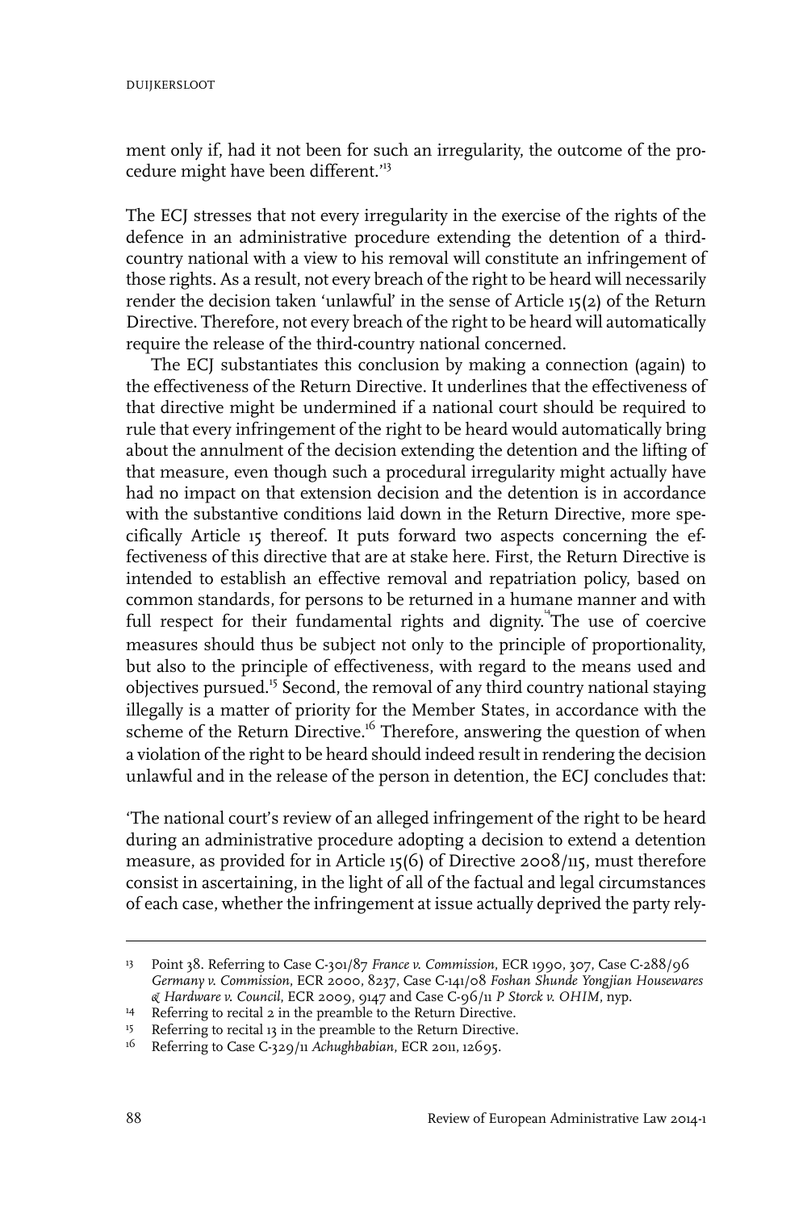ment only if, had it not been for such an irregularity, the outcome of the procedure might have been different.'[13]

The ECJ stresses that not every irregularity in the exercise of the rights of the defence in an administrative procedure extending the detention of a third-country national with a view to his removal will constitute an infringement of those rights. As a result, not every breach of the right to be heard will necessarily render the decision taken 'unlawful' in the sense of Article 15(2) of the Return Directive. Therefore, not every breach of the right to be heard will automatically require the release of the third-country national concerned.

The ECJ substantiates this conclusion by making a connection (again) to the effectiveness of the Return Directive. It underlines that the effectiveness of that directive might be undermined if a national court should be required to rule that every infringement of the right to be heard would automatically bring about the annulment of the decision extending the detention and the lifting of that measure, even though such a procedural irregularity might actually have had no impact on that extension decision and the detention is in accordance with the substantive conditions laid down in the Return Directive, more specifically Article 15 thereof. It puts forward two aspects concerning the effectiveness of this directive that are at stake here. First, the Return Directive is intended to establish an effective removal and repatriation policy, based on common standards, for persons to be returned in a humane manner and with full respect for their fundamental rights and dignity.[14] The use of coercive measures should thus be subject not only to the principle of proportionality, but also to the principle of effectiveness, with regard to the means used and objectives pursued.[15] Second, the removal of any third country national staying illegally is a matter of priority for the Member States, in accordance with the scheme of the Return Directive.[16] Therefore, answering the question of when a violation of the right to be heard should indeed result in rendering the decision unlawful and in the release of the person in detention, the ECJ concludes that:

'The national court's review of an alleged infringement of the right to be heard during an administrative procedure adopting a decision to extend a detention measure, as provided for in Article 15(6) of Directive 2008/115, must therefore consist in ascertaining, in the light of all of the factual and legal circumstances of each case, whether the infringement at issue actually deprived the party rely-

---

[13] Point 38. Referring to Case C-301/87 *France v. Commission*, ECR 1990, 307, Case C-288/96 *Germany v. Commission*, ECR 2000, 8237, Case C-141/08 *Foshan Shunde Yongjian Housewares & Hardware v. Council*, ECR 2009, 9147 and Case C-96/11 *P Storck v. OHIM*, nyp.

[14] Referring to recital 2 in the preamble to the Return Directive.

[15] Referring to recital 13 in the preamble to the Return Directive.

[16] Referring to Case C-329/11 *Achughbabian*, ECR 2011, 12695.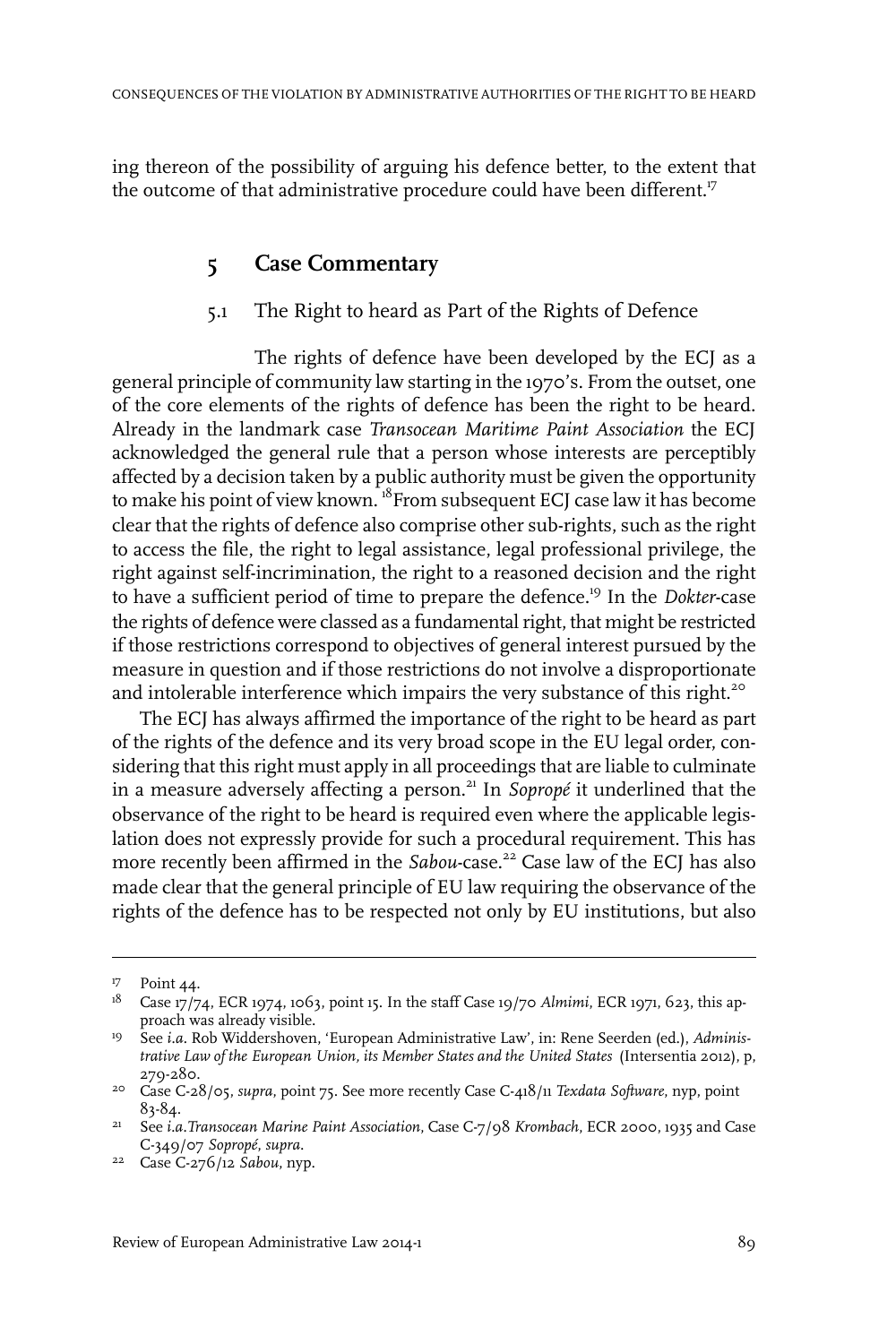ing thereon of the possibility of arguing his defence better, to the extent that the outcome of that administrative procedure could have been different.[17]

## 5 Case Commentary

### 5.1 The Right to heard as Part of the Rights of Defence

The rights of defence have been developed by the ECJ as a general principle of community law starting in the 1970's. From the outset, one of the core elements of the rights of defence has been the right to be heard. Already in the landmark case *Transocean Maritime Paint Association* the ECJ acknowledged the general rule that a person whose interests are perceptibly affected by a decision taken by a public authority must be given the opportunity to make his point of view known. [18]From subsequent ECJ case law it has become clear that the rights of defence also comprise other sub-rights, such as the right to access the file, the right to legal assistance, legal professional privilege, the right against self-incrimination, the right to a reasoned decision and the right to have a sufficient period of time to prepare the defence.[19] In the *Dokter*-case the rights of defence were classed as a fundamental right, that might be restricted if those restrictions correspond to objectives of general interest pursued by the measure in question and if those restrictions do not involve a disproportionate and intolerable interference which impairs the very substance of this right.[20]

The ECJ has always affirmed the importance of the right to be heard as part of the rights of the defence and its very broad scope in the EU legal order, considering that this right must apply in all proceedings that are liable to culminate in a measure adversely affecting a person.[21] In *Sopropé* it underlined that the observance of the right to be heard is required even where the applicable legislation does not expressly provide for such a procedural requirement. This has more recently been affirmed in the *Sabou*-case.[22] Case law of the ECJ has also made clear that the general principle of EU law requiring the observance of the rights of the defence has to be respected not only by EU institutions, but also

---

[17] Point 44.

[18] Case 17/74, ECR 1974, 1063, point 15. In the staff Case 19/70 *Almimi*, ECR 1971, 623, this approach was already visible.

[19] See *i.a.* Rob Widdershoven, 'European Administrative Law', in: Rene Seerden (ed.), *Administrative Law of the European Union, its Member States and the United States* (Intersentia 2012), p, 279-280.

[20] Case C-28/05, *supra*, point 75. See more recently Case C-418/11 *Texdata Software*, nyp, point 83-84.

[21] See *i.a.Transocean Marine Paint Association*, Case C-7/98 *Krombach*, ECR 2000, 1935 and Case C-349/07 *Sopropé*, *supra*.

[22] Case C-276/12 *Sabou*, nyp.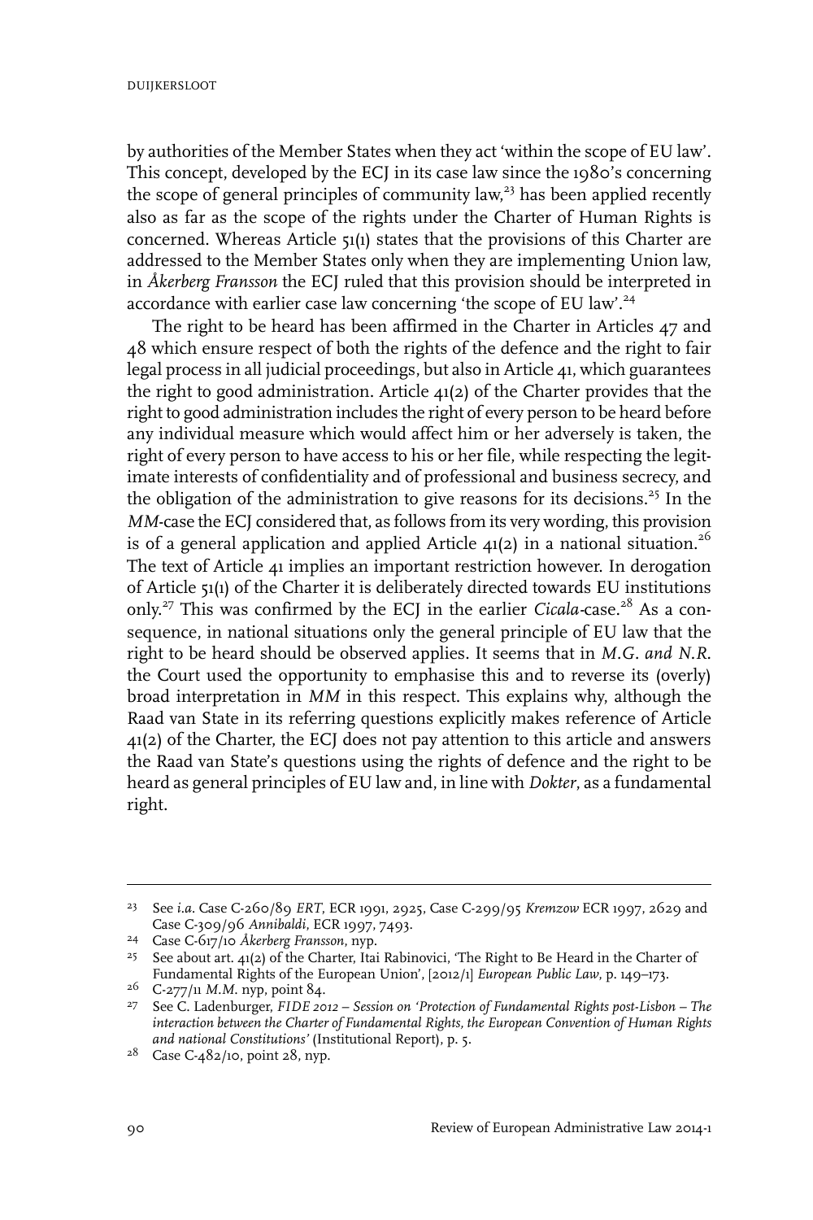by authorities of the Member States when they act 'within the scope of EU law'. This concept, developed by the ECJ in its case law since the 1980's concerning the scope of general principles of community law,[23] has been applied recently also as far as the scope of the rights under the Charter of Human Rights is concerned. Whereas Article 51(1) states that the provisions of this Charter are addressed to the Member States only when they are implementing Union law, in *Åkerberg Fransson* the ECJ ruled that this provision should be interpreted in accordance with earlier case law concerning 'the scope of EU law'.[24]

The right to be heard has been affirmed in the Charter in Articles 47 and 48 which ensure respect of both the rights of the defence and the right to fair legal process in all judicial proceedings, but also in Article 41, which guarantees the right to good administration. Article 41(2) of the Charter provides that the right to good administration includes the right of every person to be heard before any individual measure which would affect him or her adversely is taken, the right of every person to have access to his or her file, while respecting the legitimate interests of confidentiality and of professional and business secrecy, and the obligation of the administration to give reasons for its decisions.[25] In the *MM*-case the ECJ considered that, as follows from its very wording, this provision is of a general application and applied Article 41(2) in a national situation.[26] The text of Article 41 implies an important restriction however. In derogation of Article 51(1) of the Charter it is deliberately directed towards EU institutions only.[27] This was confirmed by the ECJ in the earlier *Cicala*-case.[28] As a consequence, in national situations only the general principle of EU law that the right to be heard should be observed applies. It seems that in *M.G. and N.R.* the Court used the opportunity to emphasise this and to reverse its (overly) broad interpretation in *MM* in this respect. This explains why, although the Raad van State in its referring questions explicitly makes reference of Article 41(2) of the Charter, the ECJ does not pay attention to this article and answers the Raad van State's questions using the rights of defence and the right to be heard as general principles of EU law and, in line with *Dokter*, as a fundamental right.

---

23 See *i.a.* Case C-260/89 *ERT*, ECR 1991, 2925, Case C-299/95 *Kremzow* ECR 1997, 2629 and Case C-309/96 *Annibaldi*, ECR 1997, 7493.

24 Case C-617/10 *Åkerberg Fransson*, nyp.

25 See about art. 41(2) of the Charter, Itai Rabinovici, 'The Right to Be Heard in the Charter of Fundamental Rights of the European Union', [2012/1] *European Public Law*, p. 149–173.

26 C-277/11 *M.M.* nyp, point 84.

27 See C. Ladenburger, *FIDE 2012 – Session on 'Protection of Fundamental Rights post-Lisbon – The interaction between the Charter of Fundamental Rights, the European Convention of Human Rights and national Constitutions'* (Institutional Report), p. 5.

28 Case C-482/10, point 28, nyp.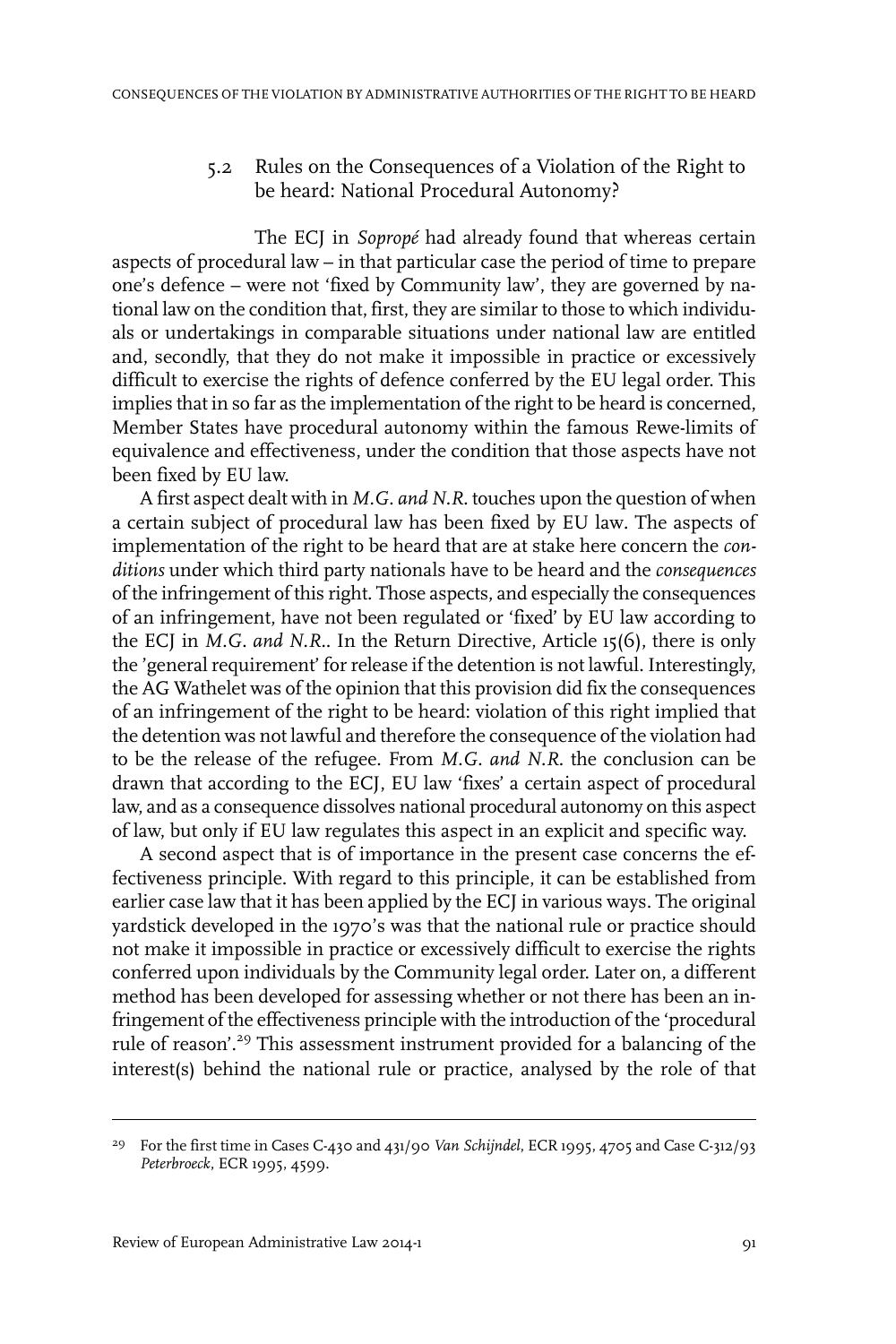## 5.2 Rules on the Consequences of a Violation of the Right to be heard: National Procedural Autonomy?

The ECJ in *Sopropé* had already found that whereas certain aspects of procedural law – in that particular case the period of time to prepare one's defence – were not 'fixed by Community law', they are governed by national law on the condition that, first, they are similar to those to which individuals or undertakings in comparable situations under national law are entitled and, secondly, that they do not make it impossible in practice or excessively difficult to exercise the rights of defence conferred by the EU legal order. This implies that in so far as the implementation of the right to be heard is concerned, Member States have procedural autonomy within the famous Rewe-limits of equivalence and effectiveness, under the condition that those aspects have not been fixed by EU law.

A first aspect dealt with in *M.G. and N.R.* touches upon the question of when a certain subject of procedural law has been fixed by EU law. The aspects of implementation of the right to be heard that are at stake here concern the *conditions* under which third party nationals have to be heard and the *consequences* of the infringement of this right. Those aspects, and especially the consequences of an infringement, have not been regulated or 'fixed' by EU law according to the ECJ in *M.G. and N.R.*. In the Return Directive, Article 15(6), there is only the 'general requirement' for release if the detention is not lawful. Interestingly, the AG Wathelet was of the opinion that this provision did fix the consequences of an infringement of the right to be heard: violation of this right implied that the detention was not lawful and therefore the consequence of the violation had to be the release of the refugee. From *M.G. and N.R.* the conclusion can be drawn that according to the ECJ, EU law 'fixes' a certain aspect of procedural law, and as a consequence dissolves national procedural autonomy on this aspect of law, but only if EU law regulates this aspect in an explicit and specific way.

A second aspect that is of importance in the present case concerns the effectiveness principle. With regard to this principle, it can be established from earlier case law that it has been applied by the ECJ in various ways. The original yardstick developed in the 1970's was that the national rule or practice should not make it impossible in practice or excessively difficult to exercise the rights conferred upon individuals by the Community legal order. Later on, a different method has been developed for assessing whether or not there has been an infringement of the effectiveness principle with the introduction of the 'procedural rule of reason'.[29] This assessment instrument provided for a balancing of the interest(s) behind the national rule or practice, analysed by the role of that

---

[29] For the first time in Cases C-430 and 431/90 *Van Schijndel*, ECR 1995, 4705 and Case C-312/93 *Peterbroeck*, ECR 1995, 4599.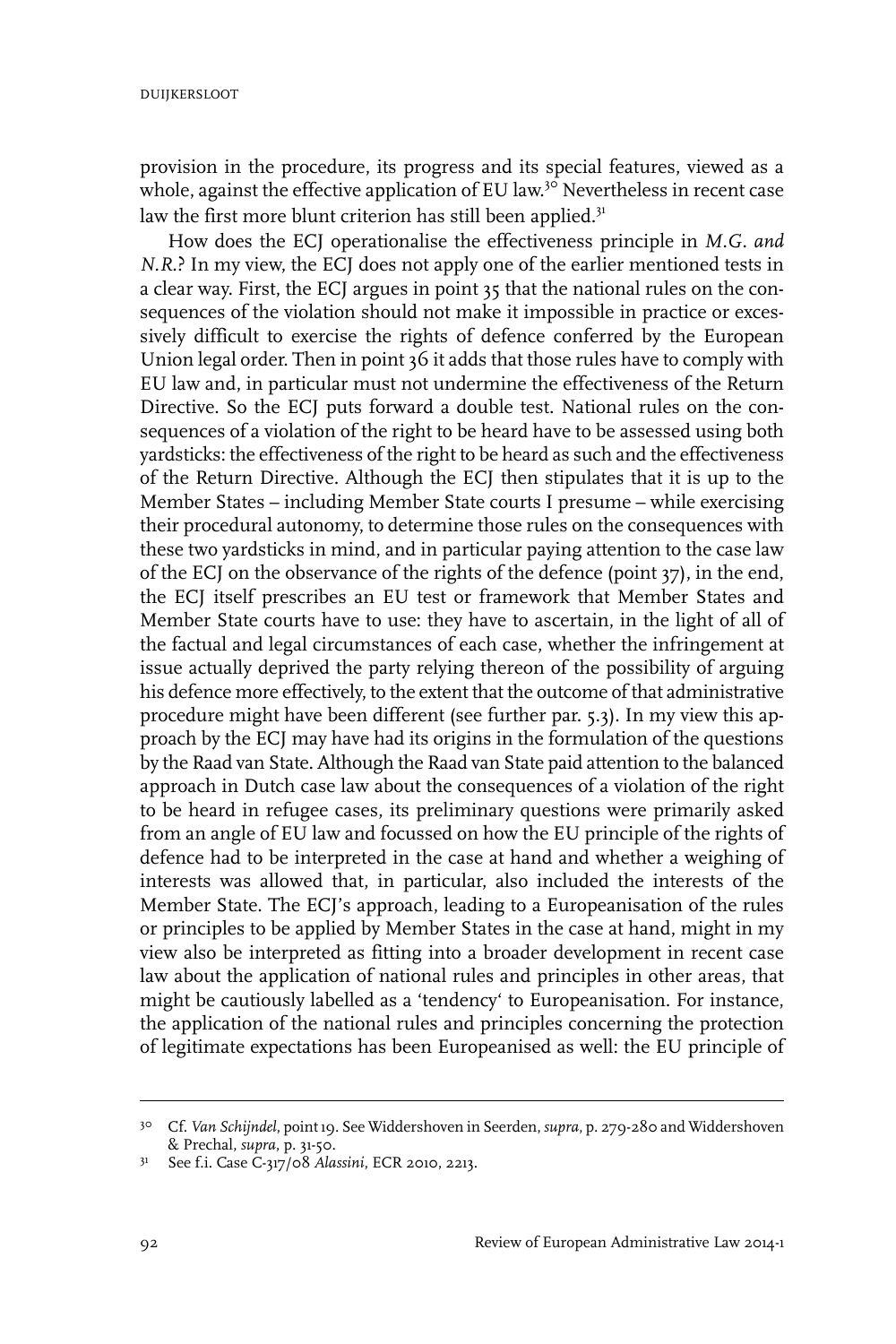provision in the procedure, its progress and its special features, viewed as a whole, against the effective application of EU law.[30] Nevertheless in recent case law the first more blunt criterion has still been applied.[31]

How does the ECJ operationalise the effectiveness principle in *M.G. and N.R.*? In my view, the ECJ does not apply one of the earlier mentioned tests in a clear way. First, the ECJ argues in point 35 that the national rules on the consequences of the violation should not make it impossible in practice or excessively difficult to exercise the rights of defence conferred by the European Union legal order. Then in point 36 it adds that those rules have to comply with EU law and, in particular must not undermine the effectiveness of the Return Directive. So the ECJ puts forward a double test. National rules on the consequences of a violation of the right to be heard have to be assessed using both yardsticks: the effectiveness of the right to be heard as such and the effectiveness of the Return Directive. Although the ECJ then stipulates that it is up to the Member States – including Member State courts I presume – while exercising their procedural autonomy, to determine those rules on the consequences with these two yardsticks in mind, and in particular paying attention to the case law of the ECJ on the observance of the rights of the defence (point 37), in the end, the ECJ itself prescribes an EU test or framework that Member States and Member State courts have to use: they have to ascertain, in the light of all of the factual and legal circumstances of each case, whether the infringement at issue actually deprived the party relying thereon of the possibility of arguing his defence more effectively, to the extent that the outcome of that administrative procedure might have been different (see further par. 5.3). In my view this approach by the ECJ may have had its origins in the formulation of the questions by the Raad van State. Although the Raad van State paid attention to the balanced approach in Dutch case law about the consequences of a violation of the right to be heard in refugee cases, its preliminary questions were primarily asked from an angle of EU law and focussed on how the EU principle of the rights of defence had to be interpreted in the case at hand and whether a weighing of interests was allowed that, in particular, also included the interests of the Member State. The ECJ's approach, leading to a Europeanisation of the rules or principles to be applied by Member States in the case at hand, might in my view also be interpreted as fitting into a broader development in recent case law about the application of national rules and principles in other areas, that might be cautiously labelled as a 'tendency' to Europeanisation. For instance, the application of the national rules and principles concerning the protection of legitimate expectations has been Europeanised as well: the EU principle of

---

[30] Cf. *Van Schijndel*, point 19. See Widdershoven in Seerden, *supra*, p. 279-280 and Widdershoven & Prechal, *supra*, p. 31-50.

[31] See f.i. Case C-317/08 *Alassini*, ECR 2010, 2213.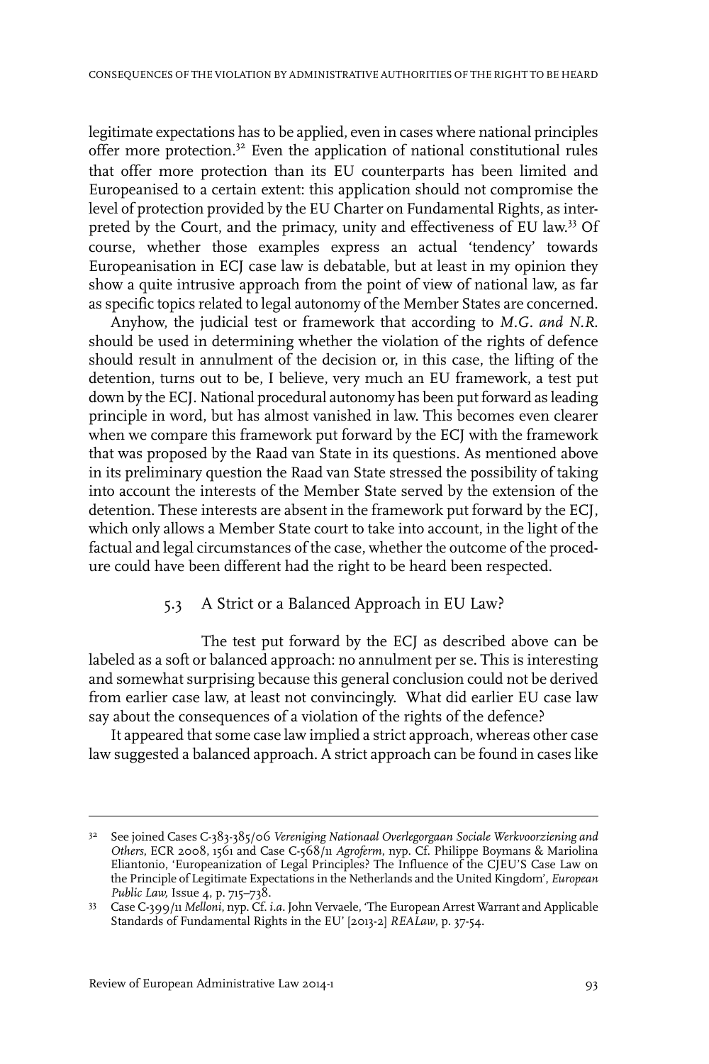legitimate expectations has to be applied, even in cases where national principles offer more protection.[32] Even the application of national constitutional rules that offer more protection than its EU counterparts has been limited and Europeanised to a certain extent: this application should not compromise the level of protection provided by the EU Charter on Fundamental Rights, as interpreted by the Court, and the primacy, unity and effectiveness of EU law.[33] Of course, whether those examples express an actual 'tendency' towards Europeanisation in ECJ case law is debatable, but at least in my opinion they show a quite intrusive approach from the point of view of national law, as far as specific topics related to legal autonomy of the Member States are concerned.

Anyhow, the judicial test or framework that according to *M.G. and N.R.* should be used in determining whether the violation of the rights of defence should result in annulment of the decision or, in this case, the lifting of the detention, turns out to be, I believe, very much an EU framework, a test put down by the ECJ. National procedural autonomy has been put forward as leading principle in word, but has almost vanished in law. This becomes even clearer when we compare this framework put forward by the ECJ with the framework that was proposed by the Raad van State in its questions. As mentioned above in its preliminary question the Raad van State stressed the possibility of taking into account the interests of the Member State served by the extension of the detention. These interests are absent in the framework put forward by the ECJ, which only allows a Member State court to take into account, in the light of the factual and legal circumstances of the case, whether the outcome of the procedure could have been different had the right to be heard been respected.

### 5.3 A Strict or a Balanced Approach in EU Law?

The test put forward by the ECJ as described above can be labeled as a soft or balanced approach: no annulment per se. This is interesting and somewhat surprising because this general conclusion could not be derived from earlier case law, at least not convincingly. What did earlier EU case law say about the consequences of a violation of the rights of the defence?

It appeared that some case law implied a strict approach, whereas other case law suggested a balanced approach. A strict approach can be found in cases like

---

[32] See joined Cases C-383-385/06 *Vereniging Nationaal Overlegorgaan Sociale Werkvoorziening and Others*, ECR 2008, 1561 and Case C-568/11 *Agroferm*, nyp. Cf. Philippe Boymans & Mariolina Eliantonio, 'Europeanization of Legal Principles? The Influence of the CJEU'S Case Law on the Principle of Legitimate Expectations in the Netherlands and the United Kingdom', *European Public Law,* Issue 4, p. 715–738.

[33] Case C-399/11 *Melloni*, nyp. Cf. *i.a.* John Vervaele, 'The European Arrest Warrant and Applicable Standards of Fundamental Rights in the EU' [2013-2] *REALaw*, p. 37-54.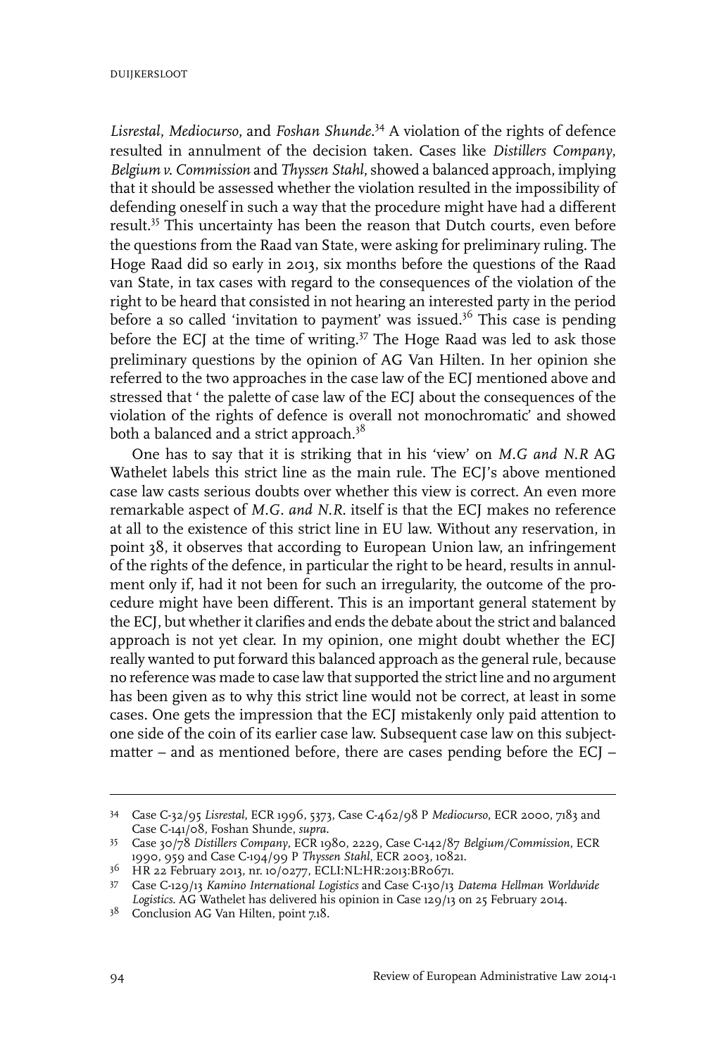*Lisrestal*, *Mediocurso*, and *Foshan Shunde*.[34] A violation of the rights of defence resulted in annulment of the decision taken. Cases like *Distillers Company*, *Belgium v. Commission* and *Thyssen Stahl*, showed a balanced approach, implying that it should be assessed whether the violation resulted in the impossibility of defending oneself in such a way that the procedure might have had a different result.[35] This uncertainty has been the reason that Dutch courts, even before the questions from the Raad van State, were asking for preliminary ruling. The Hoge Raad did so early in 2013, six months before the questions of the Raad van State, in tax cases with regard to the consequences of the violation of the right to be heard that consisted in not hearing an interested party in the period before a so called 'invitation to payment' was issued.[36] This case is pending before the ECJ at the time of writing.[37] The Hoge Raad was led to ask those preliminary questions by the opinion of AG Van Hilten. In her opinion she referred to the two approaches in the case law of the ECJ mentioned above and stressed that ' the palette of case law of the ECJ about the consequences of the violation of the rights of defence is overall not monochromatic' and showed both a balanced and a strict approach.[38]

One has to say that it is striking that in his 'view' on *M.G and N.R* AG Wathelet labels this strict line as the main rule. The ECJ's above mentioned case law casts serious doubts over whether this view is correct. An even more remarkable aspect of *M.G. and N.R.* itself is that the ECJ makes no reference at all to the existence of this strict line in EU law. Without any reservation, in point 38, it observes that according to European Union law, an infringement of the rights of the defence, in particular the right to be heard, results in annulment only if, had it not been for such an irregularity, the outcome of the procedure might have been different. This is an important general statement by the ECJ, but whether it clarifies and ends the debate about the strict and balanced approach is not yet clear. In my opinion, one might doubt whether the ECJ really wanted to put forward this balanced approach as the general rule, because no reference was made to case law that supported the strict line and no argument has been given as to why this strict line would not be correct, at least in some cases. One gets the impression that the ECJ mistakenly only paid attention to one side of the coin of its earlier case law. Subsequent case law on this subject-matter – and as mentioned before, there are cases pending before the ECJ –

---

34 Case C-32/95 *Lisrestal*, ECR 1996, 5373, Case C-462/98 P *Mediocurso*, ECR 2000, 7183 and Case C-141/08, Foshan Shunde, *supra*.

35 Case 30/78 *Distillers Company*, ECR 1980, 2229, Case C-142/87 *Belgium/Commission*, ECR 1990, 959 and Case C-194/99 P *Thyssen Stahl*, ECR 2003, 10821.

36 HR 22 February 2013, nr. 10/0277, ECLI:NL:HR:2013:BR0671.

37 Case C-129/13 *Kamino International Logistics* and Case C-130/13 *Datema Hellman Worldwide Logistics*. AG Wathelet has delivered his opinion in Case 129/13 on 25 February 2014.

38 Conclusion AG Van Hilten, point 7.18.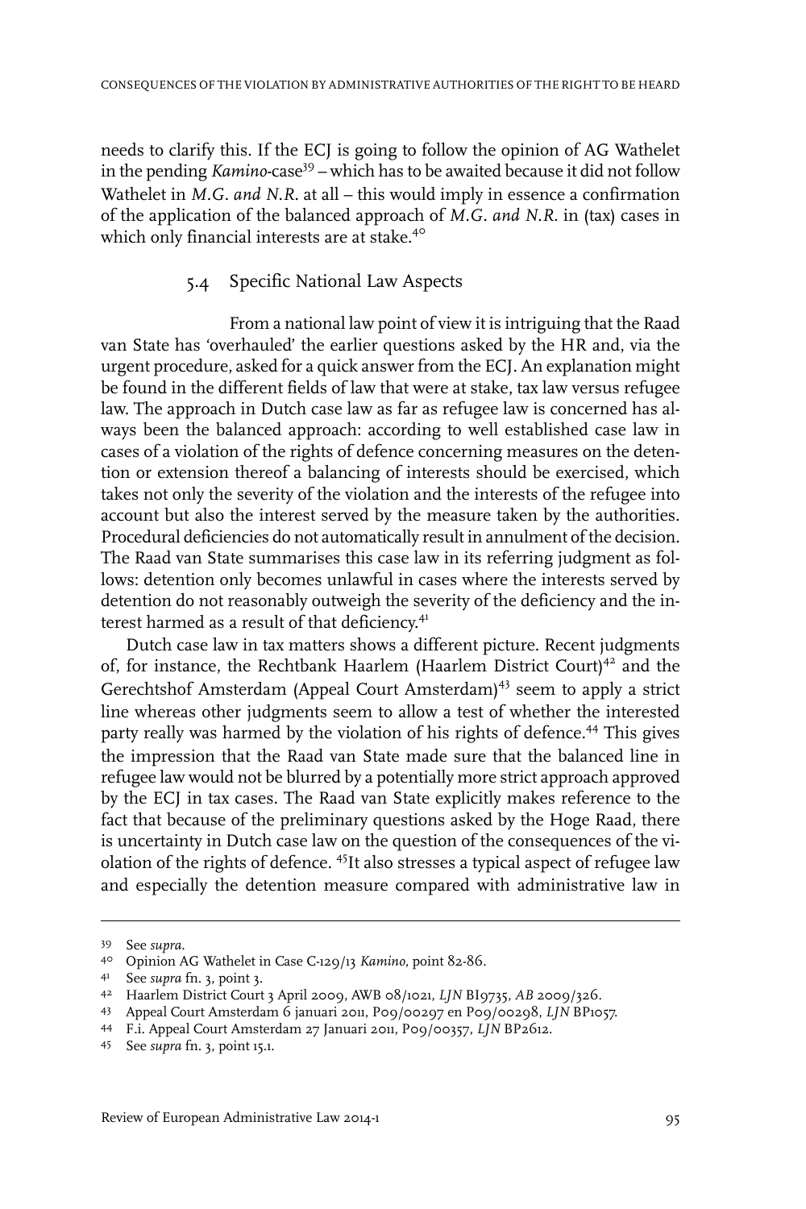needs to clarify this. If the ECJ is going to follow the opinion of AG Wathelet in the pending *Kamino*-case[39] – which has to be awaited because it did not follow Wathelet in *M.G. and N.R.* at all – this would imply in essence a confirmation of the application of the balanced approach of *M.G. and N.R.* in (tax) cases in which only financial interests are at stake.[40]

### 5.4 Specific National Law Aspects

From a national law point of view it is intriguing that the Raad van State has 'overhauled' the earlier questions asked by the HR and, via the urgent procedure, asked for a quick answer from the ECJ. An explanation might be found in the different fields of law that were at stake, tax law versus refugee law. The approach in Dutch case law as far as refugee law is concerned has always been the balanced approach: according to well established case law in cases of a violation of the rights of defence concerning measures on the detention or extension thereof a balancing of interests should be exercised, which takes not only the severity of the violation and the interests of the refugee into account but also the interest served by the measure taken by the authorities. Procedural deficiencies do not automatically result in annulment of the decision. The Raad van State summarises this case law in its referring judgment as follows: detention only becomes unlawful in cases where the interests served by detention do not reasonably outweigh the severity of the deficiency and the interest harmed as a result of that deficiency.[41]

Dutch case law in tax matters shows a different picture. Recent judgments of, for instance, the Rechtbank Haarlem (Haarlem District Court)[42] and the Gerechtshof Amsterdam (Appeal Court Amsterdam)[43] seem to apply a strict line whereas other judgments seem to allow a test of whether the interested party really was harmed by the violation of his rights of defence.[44] This gives the impression that the Raad van State made sure that the balanced line in refugee law would not be blurred by a potentially more strict approach approved by the ECJ in tax cases. The Raad van State explicitly makes reference to the fact that because of the preliminary questions asked by the Hoge Raad, there is uncertainty in Dutch case law on the question of the consequences of the violation of the rights of defence. [45]It also stresses a typical aspect of refugee law and especially the detention measure compared with administrative law in

---

39 See *supra*.

40 Opinion AG Wathelet in Case C-129/13 *Kamino*, point 82-86.

41 See *supra* fn. 3, point 3.

42 Haarlem District Court 3 April 2009, AWB 08/1021, *LJN* BI9735, *AB* 2009/326.

43 Appeal Court Amsterdam 6 januari 2011, P09/00297 en P09/00298, *LJN* BP1057.

44 F.i. Appeal Court Amsterdam 27 Januari 2011, P09/00357, *LJN* BP2612.

45 See *supra* fn. 3, point 15.1.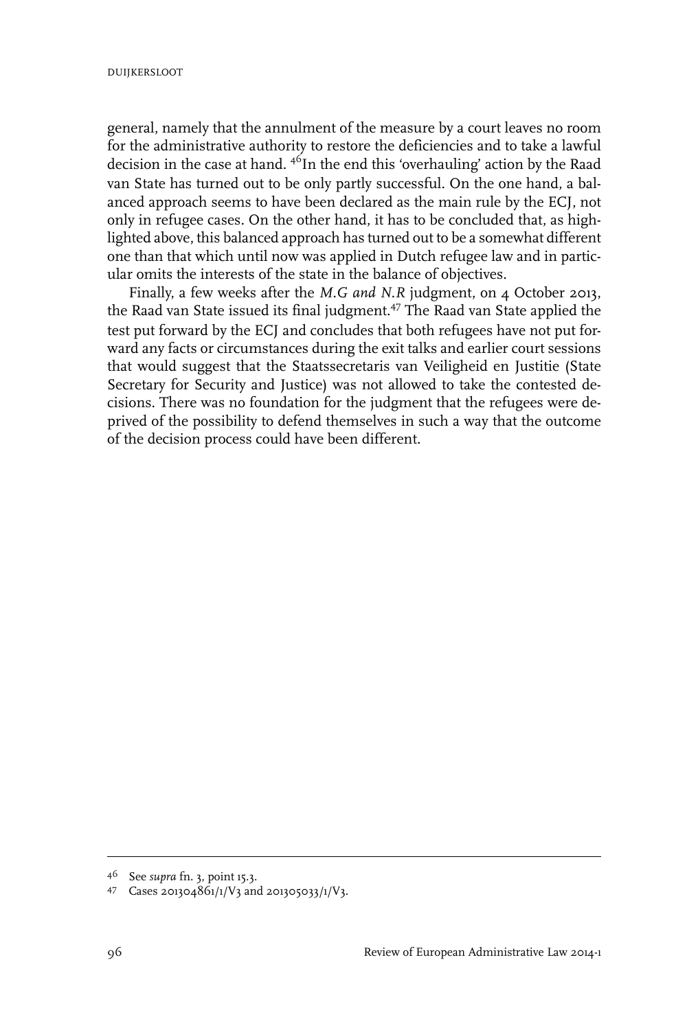general, namely that the annulment of the measure by a court leaves no room for the administrative authority to restore the deficiencies and to take a lawful decision in the case at hand. [46]In the end this 'overhauling' action by the Raad van State has turned out to be only partly successful. On the one hand, a balanced approach seems to have been declared as the main rule by the ECJ, not only in refugee cases. On the other hand, it has to be concluded that, as highlighted above, this balanced approach has turned out to be a somewhat different one than that which until now was applied in Dutch refugee law and in particular omits the interests of the state in the balance of objectives.

Finally, a few weeks after the *M.G and N.R* judgment, on 4 October 2013, the Raad van State issued its final judgment.[47] The Raad van State applied the test put forward by the ECJ and concludes that both refugees have not put forward any facts or circumstances during the exit talks and earlier court sessions that would suggest that the Staatssecretaris van Veiligheid en Justitie (State Secretary for Security and Justice) was not allowed to take the contested decisions. There was no foundation for the judgment that the refugees were deprived of the possibility to defend themselves in such a way that the outcome of the decision process could have been different.

---

46 See *supra* fn. 3, point 15.3.

47 Cases 201304861/1/V3 and 201305033/1/V3.